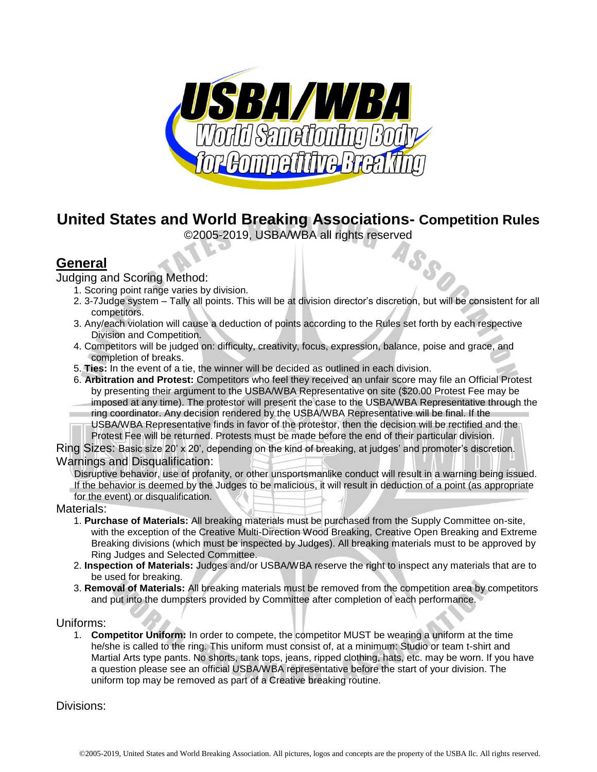# United States and World Breaking Associations- Competition Rules

©2005-2019, USBA/WBA all rights reserved

## General

Judging and Scoring Method:

1. Scoring point range varies by division.
2. 3-7Judge system – Tally all points. This will be at division director's discretion, but will be consistent for all competitors.
3. Any/each violation will cause a deduction of points according to the Rules set forth by each respective Division and Competition.
4. Competitors will be judged on: difficulty, creativity, focus, expression, balance, poise and grace, and completion of breaks.
5. **Ties:** In the event of a tie, the winner will be decided as outlined in each division.
6. **Arbitration and Protest:** Competitors who feel they received an unfair score may file an Official Protest by presenting their argument to the USBA/WBA Representative on site ($20.00 Protest Fee may be imposed at any time). The protestor will present the case to the USBA/WBA Representative through the ring coordinator. Any decision rendered by the USBA/WBA Representative will be final. If the USBA/WBA Representative finds in favor of the protestor, then the decision will be rectified and the Protest Fee will be returned. Protests must be made before the end of their particular division.

Ring Sizes: Basic size 20' x 20', depending on the kind of breaking, at judges' and promoter's discretion.

Warnings and Disqualification:

Disruptive behavior, use of profanity, or other unsportsmanlike conduct will result in a warning being issued. If the behavior is deemed by the Judges to be malicious, it will result in deduction of a point (as appropriate for the event) or disqualification.

Materials:

1. **Purchase of Materials:** All breaking materials must be purchased from the Supply Committee on-site, with the exception of the Creative Multi-Direction Wood Breaking, Creative Open Breaking and Extreme Breaking divisions (which must be inspected by Judges). All breaking materials must to be approved by Ring Judges and Selected Committee.
2. **Inspection of Materials:** Judges and/or USBA/WBA reserve the right to inspect any materials that are to be used for breaking.
3. **Removal of Materials:** All breaking materials must be removed from the competition area by competitors and put into the dumpsters provided by Committee after completion of each performance.

Uniforms:

1. **Competitor Uniform:** In order to compete, the competitor MUST be wearing a uniform at the time he/she is called to the ring. This uniform must consist of, at a minimum: Studio or team t-shirt and Martial Arts type pants. No shorts, tank tops, jeans, ripped clothing, hats, etc. may be worn. If you have a question please see an official USBA/WBA representative before the start of your division. The uniform top may be removed as part of a Creative breaking routine.

Divisions: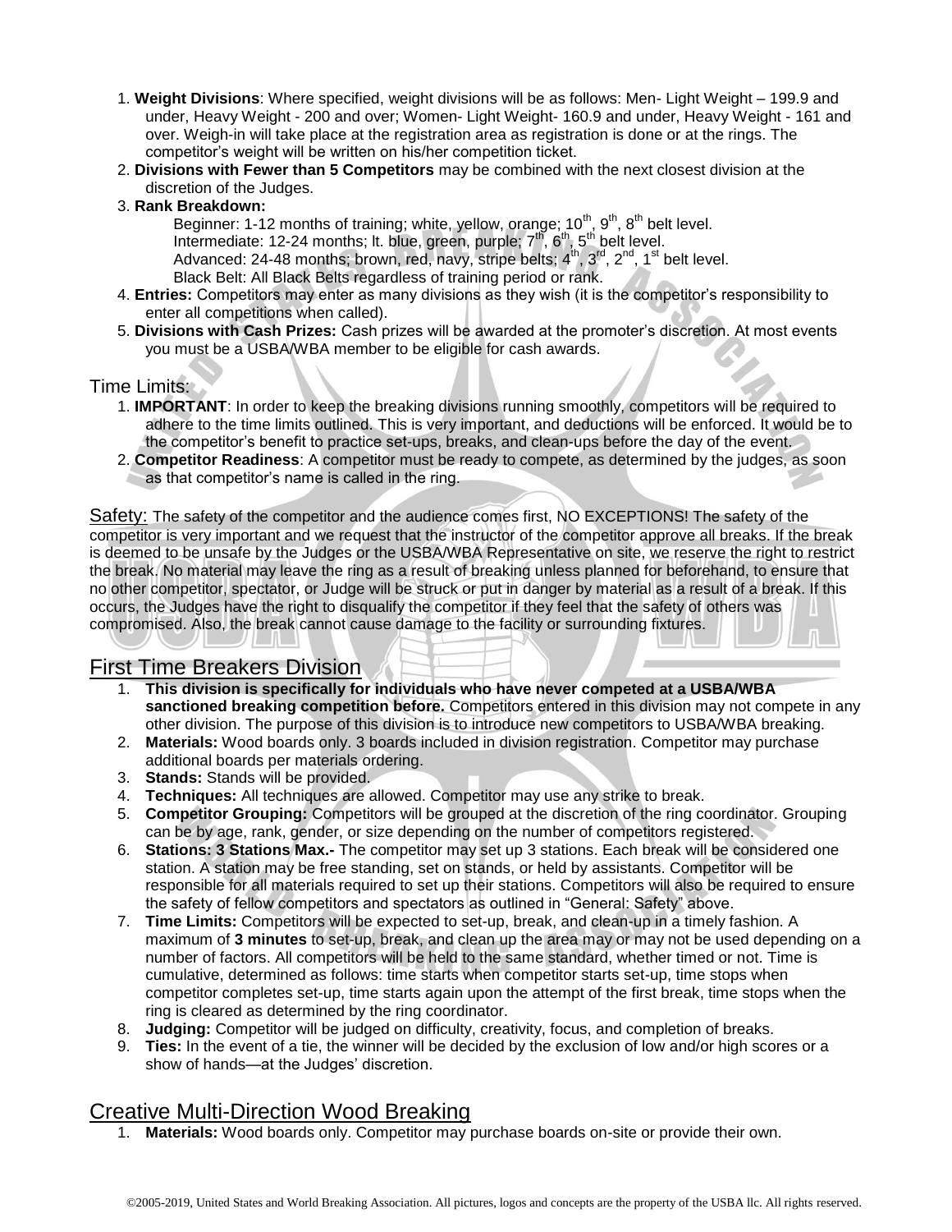1. **Weight Divisions**: Where specified, weight divisions will be as follows: Men- Light Weight – 199.9 and under, Heavy Weight - 200 and over; Women- Light Weight- 160.9 and under, Heavy Weight - 161 and over. Weigh-in will take place at the registration area as registration is done or at the rings. The competitor's weight will be written on his/her competition ticket.
2. **Divisions with Fewer than 5 Competitors** may be combined with the next closest division at the discretion of the Judges.
3. **Rank Breakdown:**
   Beginner: 1-12 months of training; white, yellow, orange; 10th, 9th, 8th belt level.
   Intermediate: 12-24 months; lt. blue, green, purple; 7th, 6th, 5th belt level.
   Advanced: 24-48 months; brown, red, navy, stripe belts; 4th, 3rd, 2nd, 1st belt level.
   Black Belt: All Black Belts regardless of training period or rank.
4. **Entries:** Competitors may enter as many divisions as they wish (it is the competitor's responsibility to enter all competitions when called).
5. **Divisions with Cash Prizes:** Cash prizes will be awarded at the promoter's discretion. At most events you must be a USBA/WBA member to be eligible for cash awards.

Time Limits:

1. **IMPORTANT**: In order to keep the breaking divisions running smoothly, competitors will be required to adhere to the time limits outlined. This is very important, and deductions will be enforced. It would be to the competitor's benefit to practice set-ups, breaks, and clean-ups before the day of the event.
2. **Competitor Readiness**: A competitor must be ready to compete, as determined by the judges, as soon as that competitor's name is called in the ring.

Safety: The safety of the competitor and the audience comes first, NO EXCEPTIONS! The safety of the competitor is very important and we request that the instructor of the competitor approve all breaks. If the break is deemed to be unsafe by the Judges or the USBA/WBA Representative on site, we reserve the right to restrict the break. No material may leave the ring as a result of breaking unless planned for beforehand, to ensure that no other competitor, spectator, or Judge will be struck or put in danger by material as a result of a break. If this occurs, the Judges have the right to disqualify the competitor if they feel that the safety of others was compromised. Also, the break cannot cause damage to the facility or surrounding fixtures.

## First Time Breakers Division

1. **This division is specifically for individuals who have never competed at a USBA/WBA sanctioned breaking competition before.** Competitors entered in this division may not compete in any other division. The purpose of this division is to introduce new competitors to USBA/WBA breaking.
2. **Materials:** Wood boards only. 3 boards included in division registration. Competitor may purchase additional boards per materials ordering.
3. **Stands:** Stands will be provided.
4. **Techniques:** All techniques are allowed. Competitor may use any strike to break.
5. **Competitor Grouping:** Competitors will be grouped at the discretion of the ring coordinator. Grouping can be by age, rank, gender, or size depending on the number of competitors registered.
6. **Stations: 3 Stations Max.-** The competitor may set up 3 stations. Each break will be considered one station. A station may be free standing, set on stands, or held by assistants. Competitor will be responsible for all materials required to set up their stations. Competitors will also be required to ensure the safety of fellow competitors and spectators as outlined in "General: Safety" above.
7. **Time Limits:** Competitors will be expected to set-up, break, and clean-up in a timely fashion. A maximum of **3 minutes** to set-up, break, and clean up the area may or may not be used depending on a number of factors. All competitors will be held to the same standard, whether timed or not. Time is cumulative, determined as follows: time starts when competitor starts set-up, time stops when competitor completes set-up, time starts again upon the attempt of the first break, time stops when the ring is cleared as determined by the ring coordinator.
8. **Judging:** Competitor will be judged on difficulty, creativity, focus, and completion of breaks.
9. **Ties:** In the event of a tie, the winner will be decided by the exclusion of low and/or high scores or a show of hands—at the Judges' discretion.

## Creative Multi-Direction Wood Breaking

1. **Materials:** Wood boards only. Competitor may purchase boards on-site or provide their own.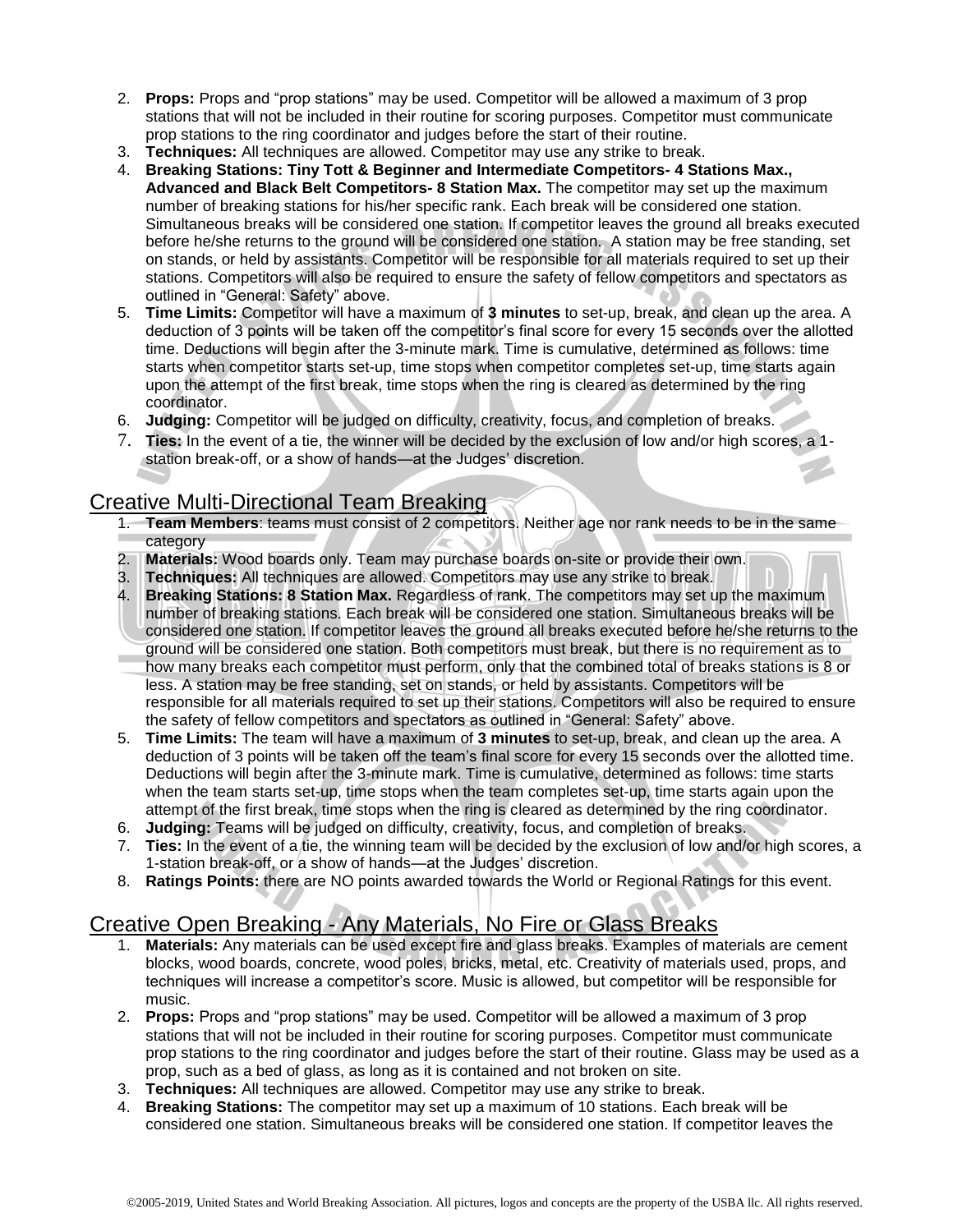2. **Props:** Props and "prop stations" may be used. Competitor will be allowed a maximum of 3 prop stations that will not be included in their routine for scoring purposes. Competitor must communicate prop stations to the ring coordinator and judges before the start of their routine.
3. **Techniques:** All techniques are allowed. Competitor may use any strike to break.
4. **Breaking Stations: Tiny Tott & Beginner and Intermediate Competitors- 4 Stations Max., Advanced and Black Belt Competitors- 8 Station Max.** The competitor may set up the maximum number of breaking stations for his/her specific rank. Each break will be considered one station. Simultaneous breaks will be considered one station. If competitor leaves the ground all breaks executed before he/she returns to the ground will be considered one station. A station may be free standing, set on stands, or held by assistants. Competitor will be responsible for all materials required to set up their stations. Competitors will also be required to ensure the safety of fellow competitors and spectators as outlined in "General: Safety" above.
5. **Time Limits:** Competitor will have a maximum of **3 minutes** to set-up, break, and clean up the area. A deduction of 3 points will be taken off the competitor's final score for every 15 seconds over the allotted time. Deductions will begin after the 3-minute mark. Time is cumulative, determined as follows: time starts when competitor starts set-up, time stops when competitor completes set-up, time starts again upon the attempt of the first break, time stops when the ring is cleared as determined by the ring coordinator.
6. **Judging:** Competitor will be judged on difficulty, creativity, focus, and completion of breaks.
7. **Ties:** In the event of a tie, the winner will be decided by the exclusion of low and/or high scores, a 1-station break-off, or a show of hands—at the Judges' discretion.

## Creative Multi-Directional Team Breaking

1. **Team Members**: teams must consist of 2 competitors. Neither age nor rank needs to be in the same category
2. **Materials:** Wood boards only. Team may purchase boards on-site or provide their own.
3. **Techniques:** All techniques are allowed. Competitors may use any strike to break.
4. **Breaking Stations: 8 Station Max.** Regardless of rank. The competitors may set up the maximum number of breaking stations. Each break will be considered one station. Simultaneous breaks will be considered one station. If competitor leaves the ground all breaks executed before he/she returns to the ground will be considered one station. Both competitors must break, but there is no requirement as to how many breaks each competitor must perform, only that the combined total of breaks stations is 8 or less. A station may be free standing, set on stands, or held by assistants. Competitors will be responsible for all materials required to set up their stations. Competitors will also be required to ensure the safety of fellow competitors and spectators as outlined in "General: Safety" above.
5. **Time Limits:** The team will have a maximum of **3 minutes** to set-up, break, and clean up the area. A deduction of 3 points will be taken off the team's final score for every 15 seconds over the allotted time. Deductions will begin after the 3-minute mark. Time is cumulative, determined as follows: time starts when the team starts set-up, time stops when the team completes set-up, time starts again upon the attempt of the first break, time stops when the ring is cleared as determined by the ring coordinator.
6. **Judging:** Teams will be judged on difficulty, creativity, focus, and completion of breaks.
7. **Ties:** In the event of a tie, the winning team will be decided by the exclusion of low and/or high scores, a 1-station break-off, or a show of hands—at the Judges' discretion.
8. **Ratings Points:** there are NO points awarded towards the World or Regional Ratings for this event.

## Creative Open Breaking - Any Materials, No Fire or Glass Breaks

1. **Materials:** Any materials can be used except fire and glass breaks. Examples of materials are cement blocks, wood boards, concrete, wood poles, bricks, metal, etc. Creativity of materials used, props, and techniques will increase a competitor's score. Music is allowed, but competitor will be responsible for music.
2. **Props:** Props and "prop stations" may be used. Competitor will be allowed a maximum of 3 prop stations that will not be included in their routine for scoring purposes. Competitor must communicate prop stations to the ring coordinator and judges before the start of their routine. Glass may be used as a prop, such as a bed of glass, as long as it is contained and not broken on site.
3. **Techniques:** All techniques are allowed. Competitor may use any strike to break.
4. **Breaking Stations:** The competitor may set up a maximum of 10 stations. Each break will be considered one station. Simultaneous breaks will be considered one station. If competitor leaves the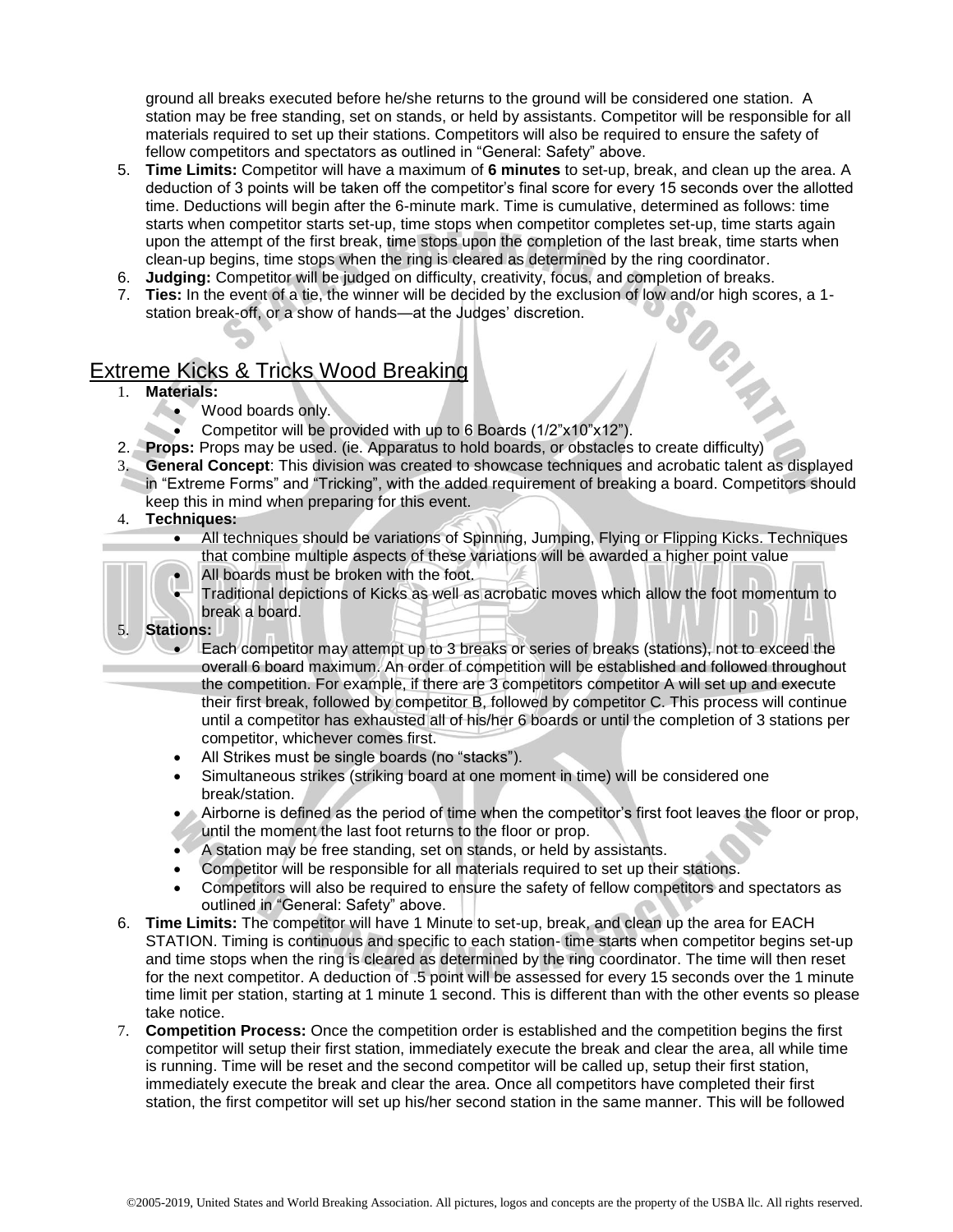ground all breaks executed before he/she returns to the ground will be considered one station. A station may be free standing, set on stands, or held by assistants. Competitor will be responsible for all materials required to set up their stations. Competitors will also be required to ensure the safety of fellow competitors and spectators as outlined in "General: Safety" above.

5. **Time Limits:** Competitor will have a maximum of **6 minutes** to set-up, break, and clean up the area. A deduction of 3 points will be taken off the competitor's final score for every 15 seconds over the allotted time. Deductions will begin after the 6-minute mark. Time is cumulative, determined as follows: time starts when competitor starts set-up, time stops when competitor completes set-up, time starts again upon the attempt of the first break, time stops upon the completion of the last break, time starts when clean-up begins, time stops when the ring is cleared as determined by the ring coordinator.
6. **Judging:** Competitor will be judged on difficulty, creativity, focus, and completion of breaks.
7. **Ties:** In the event of a tie, the winner will be decided by the exclusion of low and/or high scores, a 1-station break-off, or a show of hands—at the Judges' discretion.

## Extreme Kicks & Tricks Wood Breaking

1. **Materials:**
   - Wood boards only.
   - Competitor will be provided with up to 6 Boards (1/2"x10"x12").
2. **Props:** Props may be used. (ie. Apparatus to hold boards, or obstacles to create difficulty)
3. **General Concept**: This division was created to showcase techniques and acrobatic talent as displayed in "Extreme Forms" and "Tricking", with the added requirement of breaking a board. Competitors should keep this in mind when preparing for this event.
4. **Techniques:**
   - All techniques should be variations of Spinning, Jumping, Flying or Flipping Kicks. Techniques that combine multiple aspects of these variations will be awarded a higher point value
   - All boards must be broken with the foot.
   - Traditional depictions of Kicks as well as acrobatic moves which allow the foot momentum to break a board.
5. **Stations:**
   - Each competitor may attempt up to 3 breaks or series of breaks (stations), not to exceed the overall 6 board maximum. An order of competition will be established and followed throughout the competition. For example, if there are 3 competitors competitor A will set up and execute their first break, followed by competitor B, followed by competitor C. This process will continue until a competitor has exhausted all of his/her 6 boards or until the completion of 3 stations per competitor, whichever comes first.
   - All Strikes must be single boards (no "stacks").
   - Simultaneous strikes (striking board at one moment in time) will be considered one break/station.
   - Airborne is defined as the period of time when the competitor's first foot leaves the floor or prop, until the moment the last foot returns to the floor or prop.
   - A station may be free standing, set on stands, or held by assistants.
   - Competitor will be responsible for all materials required to set up their stations.
   - Competitors will also be required to ensure the safety of fellow competitors and spectators as outlined in "General: Safety" above.
6. **Time Limits:** The competitor will have 1 Minute to set-up, break, and clean up the area for EACH STATION. Timing is continuous and specific to each station- time starts when competitor begins set-up and time stops when the ring is cleared as determined by the ring coordinator. The time will then reset for the next competitor. A deduction of .5 point will be assessed for every 15 seconds over the 1 minute time limit per station, starting at 1 minute 1 second. This is different than with the other events so please take notice.
7. **Competition Process:** Once the competition order is established and the competition begins the first competitor will setup their first station, immediately execute the break and clear the area, all while time is running. Time will be reset and the second competitor will be called up, setup their first station, immediately execute the break and clear the area. Once all competitors have completed their first station, the first competitor will set up his/her second station in the same manner. This will be followed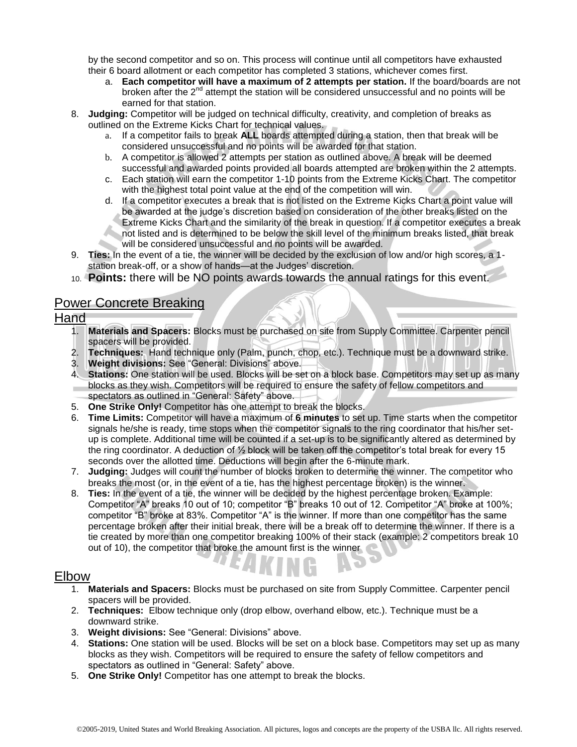by the second competitor and so on. This process will continue until all competitors have exhausted their 6 board allotment or each competitor has completed 3 stations, whichever comes first.

   a. **Each competitor will have a maximum of 2 attempts per station.** If the board/boards are not broken after the 2nd attempt the station will be considered unsuccessful and no points will be earned for that station.

8. **Judging:** Competitor will be judged on technical difficulty, creativity, and completion of breaks as outlined on the Extreme Kicks Chart for technical values.
   a. If a competitor fails to break **ALL** boards attempted during a station, then that break will be considered unsuccessful and no points will be awarded for that station.
   b. A competitor is allowed 2 attempts per station as outlined above. A break will be deemed successful and awarded points provided all boards attempted are broken within the 2 attempts.
   c. Each station will earn the competitor 1-10 points from the Extreme Kicks Chart. The competitor with the highest total point value at the end of the competition will win.
   d. If a competitor executes a break that is not listed on the Extreme Kicks Chart a point value will be awarded at the judge's discretion based on consideration of the other breaks listed on the Extreme Kicks Chart and the similarity of the break in question. If a competitor executes a break not listed and is determined to be below the skill level of the minimum breaks listed, that break will be considered unsuccessful and no points will be awarded.
9. **Ties:** In the event of a tie, the winner will be decided by the exclusion of low and/or high scores, a 1-station break-off, or a show of hands—at the Judges' discretion.
10. **Points:** there will be NO points awards towards the annual ratings for this event.

## Power Concrete Breaking

### Hand

1. **Materials and Spacers:** Blocks must be purchased on site from Supply Committee. Carpenter pencil spacers will be provided.
2. **Techniques:** Hand technique only (Palm, punch, chop, etc.). Technique must be a downward strike.
3. **Weight divisions:** See "General: Divisions" above.
4. **Stations:** One station will be used. Blocks will be set on a block base. Competitors may set up as many blocks as they wish. Competitors will be required to ensure the safety of fellow competitors and spectators as outlined in "General: Safety" above.
5. **One Strike Only!** Competitor has one attempt to break the blocks.
6. **Time Limits:** Competitor will have a maximum of **6 minutes** to set up. Time starts when the competitor signals he/she is ready, time stops when the competitor signals to the ring coordinator that his/her set-up is complete. Additional time will be counted if a set-up is to be significantly altered as determined by the ring coordinator. A deduction of ½ block will be taken off the competitor's total break for every 15 seconds over the allotted time. Deductions will begin after the 6-minute mark.
7. **Judging:** Judges will count the number of blocks broken to determine the winner. The competitor who breaks the most (or, in the event of a tie, has the highest percentage broken) is the winner.
8. **Ties:** In the event of a tie, the winner will be decided by the highest percentage broken. Example: Competitor "A" breaks 10 out of 10; competitor "B" breaks 10 out of 12. Competitor "A" broke at 100%; competitor "B" broke at 83%. Competitor "A" is the winner. If more than one competitor has the same percentage broken after their initial break, there will be a break off to determine the winner. If there is a tie created by more than one competitor breaking 100% of their stack (example: 2 competitors break 10 out of 10), the competitor that broke the amount first is the winner

### Elbow

1. **Materials and Spacers:** Blocks must be purchased on site from Supply Committee. Carpenter pencil spacers will be provided.
2. **Techniques:** Elbow technique only (drop elbow, overhand elbow, etc.). Technique must be a downward strike.
3. **Weight divisions:** See "General: Divisions" above.
4. **Stations:** One station will be used. Blocks will be set on a block base. Competitors may set up as many blocks as they wish. Competitors will be required to ensure the safety of fellow competitors and spectators as outlined in "General: Safety" above.
5. **One Strike Only!** Competitor has one attempt to break the blocks.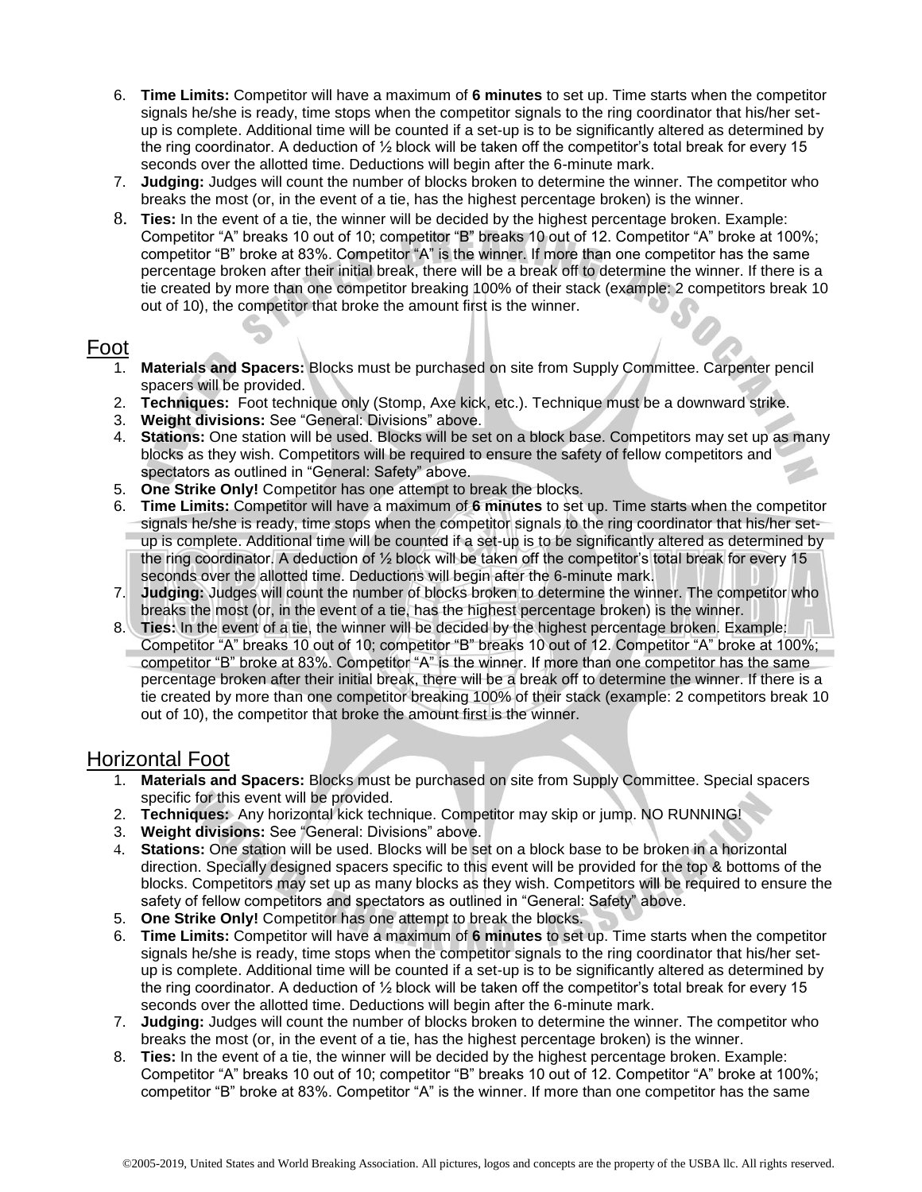6. **Time Limits:** Competitor will have a maximum of **6 minutes** to set up. Time starts when the competitor signals he/she is ready, time stops when the competitor signals to the ring coordinator that his/her set-up is complete. Additional time will be counted if a set-up is to be significantly altered as determined by the ring coordinator. A deduction of ½ block will be taken off the competitor's total break for every 15 seconds over the allotted time. Deductions will begin after the 6-minute mark.
7. **Judging:** Judges will count the number of blocks broken to determine the winner. The competitor who breaks the most (or, in the event of a tie, has the highest percentage broken) is the winner.
8. **Ties:** In the event of a tie, the winner will be decided by the highest percentage broken. Example: Competitor "A" breaks 10 out of 10; competitor "B" breaks 10 out of 12. Competitor "A" broke at 100%; competitor "B" broke at 83%. Competitor "A" is the winner. If more than one competitor has the same percentage broken after their initial break, there will be a break off to determine the winner. If there is a tie created by more than one competitor breaking 100% of their stack (example: 2 competitors break 10 out of 10), the competitor that broke the amount first is the winner.

## Foot

1. **Materials and Spacers:** Blocks must be purchased on site from Supply Committee. Carpenter pencil spacers will be provided.
2. **Techniques:** Foot technique only (Stomp, Axe kick, etc.). Technique must be a downward strike.
3. **Weight divisions:** See "General: Divisions" above.
4. **Stations:** One station will be used. Blocks will be set on a block base. Competitors may set up as many blocks as they wish. Competitors will be required to ensure the safety of fellow competitors and spectators as outlined in "General: Safety" above.
5. **One Strike Only!** Competitor has one attempt to break the blocks.
6. **Time Limits:** Competitor will have a maximum of **6 minutes** to set up. Time starts when the competitor signals he/she is ready, time stops when the competitor signals to the ring coordinator that his/her set-up is complete. Additional time will be counted if a set-up is to be significantly altered as determined by the ring coordinator. A deduction of ½ block will be taken off the competitor's total break for every 15 seconds over the allotted time. Deductions will begin after the 6-minute mark.
7. **Judging:** Judges will count the number of blocks broken to determine the winner. The competitor who breaks the most (or, in the event of a tie, has the highest percentage broken) is the winner.
8. **Ties:** In the event of a tie, the winner will be decided by the highest percentage broken. Example: Competitor "A" breaks 10 out of 10; competitor "B" breaks 10 out of 12. Competitor "A" broke at 100%; competitor "B" broke at 83%. Competitor "A" is the winner. If more than one competitor has the same percentage broken after their initial break, there will be a break off to determine the winner. If there is a tie created by more than one competitor breaking 100% of their stack (example: 2 competitors break 10 out of 10), the competitor that broke the amount first is the winner.

## Horizontal Foot

1. **Materials and Spacers:** Blocks must be purchased on site from Supply Committee. Special spacers specific for this event will be provided.
2. **Techniques:** Any horizontal kick technique. Competitor may skip or jump. NO RUNNING!
3. **Weight divisions:** See "General: Divisions" above.
4. **Stations:** One station will be used. Blocks will be set on a block base to be broken in a horizontal direction. Specially designed spacers specific to this event will be provided for the top & bottoms of the blocks. Competitors may set up as many blocks as they wish. Competitors will be required to ensure the safety of fellow competitors and spectators as outlined in "General: Safety" above.
5. **One Strike Only!** Competitor has one attempt to break the blocks.
6. **Time Limits:** Competitor will have a maximum of **6 minutes** to set up. Time starts when the competitor signals he/she is ready, time stops when the competitor signals to the ring coordinator that his/her set-up is complete. Additional time will be counted if a set-up is to be significantly altered as determined by the ring coordinator. A deduction of ½ block will be taken off the competitor's total break for every 15 seconds over the allotted time. Deductions will begin after the 6-minute mark.
7. **Judging:** Judges will count the number of blocks broken to determine the winner. The competitor who breaks the most (or, in the event of a tie, has the highest percentage broken) is the winner.
8. **Ties:** In the event of a tie, the winner will be decided by the highest percentage broken. Example: Competitor "A" breaks 10 out of 10; competitor "B" breaks 10 out of 12. Competitor "A" broke at 100%; competitor "B" broke at 83%. Competitor "A" is the winner. If more than one competitor has the same

©2005-2019, United States and World Breaking Association. All pictures, logos and concepts are the property of the USBA llc. All rights reserved.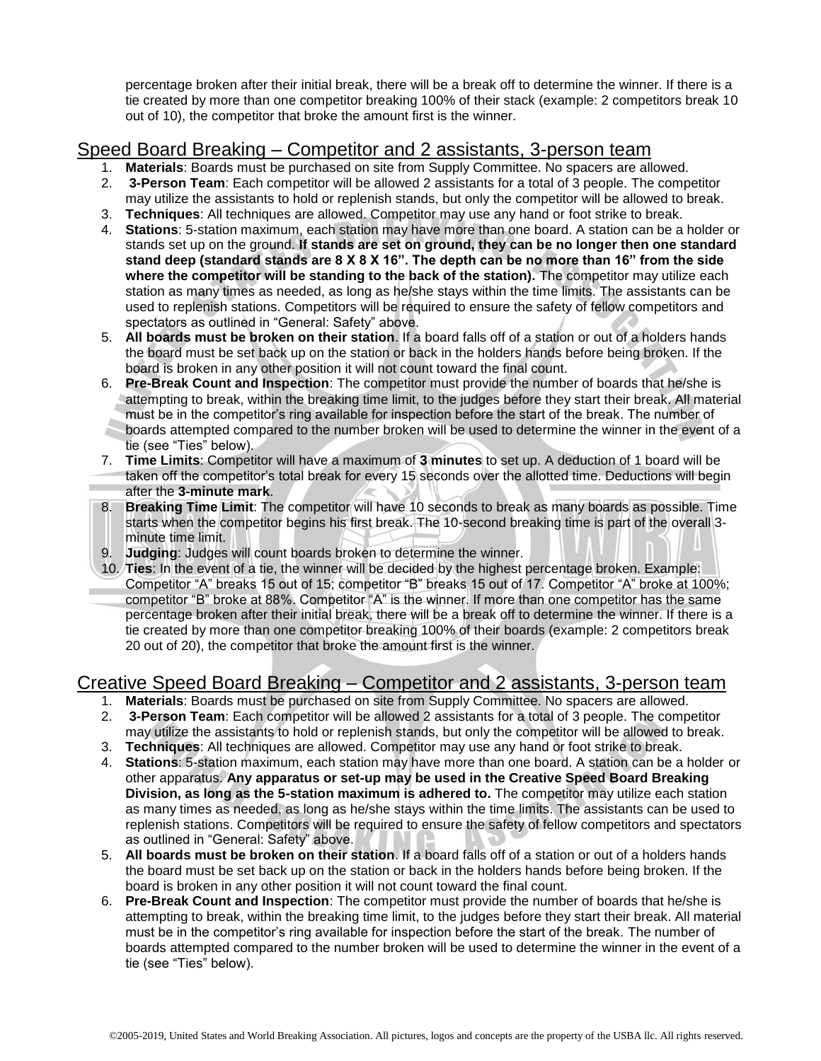percentage broken after their initial break, there will be a break off to determine the winner. If there is a tie created by more than one competitor breaking 100% of their stack (example: 2 competitors break 10 out of 10), the competitor that broke the amount first is the winner.

## Speed Board Breaking – Competitor and 2 assistants, 3-person team

1. **Materials**: Boards must be purchased on site from Supply Committee. No spacers are allowed.
2. **3-Person Team**: Each competitor will be allowed 2 assistants for a total of 3 people. The competitor may utilize the assistants to hold or replenish stands, but only the competitor will be allowed to break.
3. **Techniques**: All techniques are allowed. Competitor may use any hand or foot strike to break.
4. **Stations**: 5-station maximum, each station may have more than one board. A station can be a holder or stands set up on the ground. **If stands are set on ground, they can be no longer then one standard stand deep (standard stands are 8 X 8 X 16". The depth can be no more than 16" from the side where the competitor will be standing to the back of the station).** The competitor may utilize each station as many times as needed, as long as he/she stays within the time limits. The assistants can be used to replenish stations. Competitors will be required to ensure the safety of fellow competitors and spectators as outlined in "General: Safety" above.
5. **All boards must be broken on their station**. If a board falls off of a station or out of a holders hands the board must be set back up on the station or back in the holders hands before being broken. If the board is broken in any other position it will not count toward the final count.
6. **Pre-Break Count and Inspection**: The competitor must provide the number of boards that he/she is attempting to break, within the breaking time limit, to the judges before they start their break. All material must be in the competitor's ring available for inspection before the start of the break. The number of boards attempted compared to the number broken will be used to determine the winner in the event of a tie (see "Ties" below).
7. **Time Limits**: Competitor will have a maximum of **3 minutes** to set up. A deduction of 1 board will be taken off the competitor's total break for every 15 seconds over the allotted time. Deductions will begin after the **3-minute mark**.
8. **Breaking Time Limit**: The competitor will have 10 seconds to break as many boards as possible. Time starts when the competitor begins his first break. The 10-second breaking time is part of the overall 3-minute time limit.
9. **Judging**: Judges will count boards broken to determine the winner.
10. **Ties**: In the event of a tie, the winner will be decided by the highest percentage broken. Example: Competitor "A" breaks 15 out of 15; competitor "B" breaks 15 out of 17. Competitor "A" broke at 100%; competitor "B" broke at 88%. Competitor "A" is the winner. If more than one competitor has the same percentage broken after their initial break, there will be a break off to determine the winner. If there is a tie created by more than one competitor breaking 100% of their boards (example: 2 competitors break 20 out of 20), the competitor that broke the amount first is the winner.

## Creative Speed Board Breaking – Competitor and 2 assistants, 3-person team

1. **Materials**: Boards must be purchased on site from Supply Committee. No spacers are allowed.
2. **3-Person Team**: Each competitor will be allowed 2 assistants for a total of 3 people. The competitor may utilize the assistants to hold or replenish stands, but only the competitor will be allowed to break.
3. **Techniques**: All techniques are allowed. Competitor may use any hand or foot strike to break.
4. **Stations**: 5-station maximum, each station may have more than one board. A station can be a holder or other apparatus. **Any apparatus or set-up may be used in the Creative Speed Board Breaking Division, as long as the 5-station maximum is adhered to.** The competitor may utilize each station as many times as needed, as long as he/she stays within the time limits. The assistants can be used to replenish stations. Competitors will be required to ensure the safety of fellow competitors and spectators as outlined in "General: Safety" above.
5. **All boards must be broken on their station**. If a board falls off of a station or out of a holders hands the board must be set back up on the station or back in the holders hands before being broken. If the board is broken in any other position it will not count toward the final count.
6. **Pre-Break Count and Inspection**: The competitor must provide the number of boards that he/she is attempting to break, within the breaking time limit, to the judges before they start their break. All material must be in the competitor's ring available for inspection before the start of the break. The number of boards attempted compared to the number broken will be used to determine the winner in the event of a tie (see "Ties" below).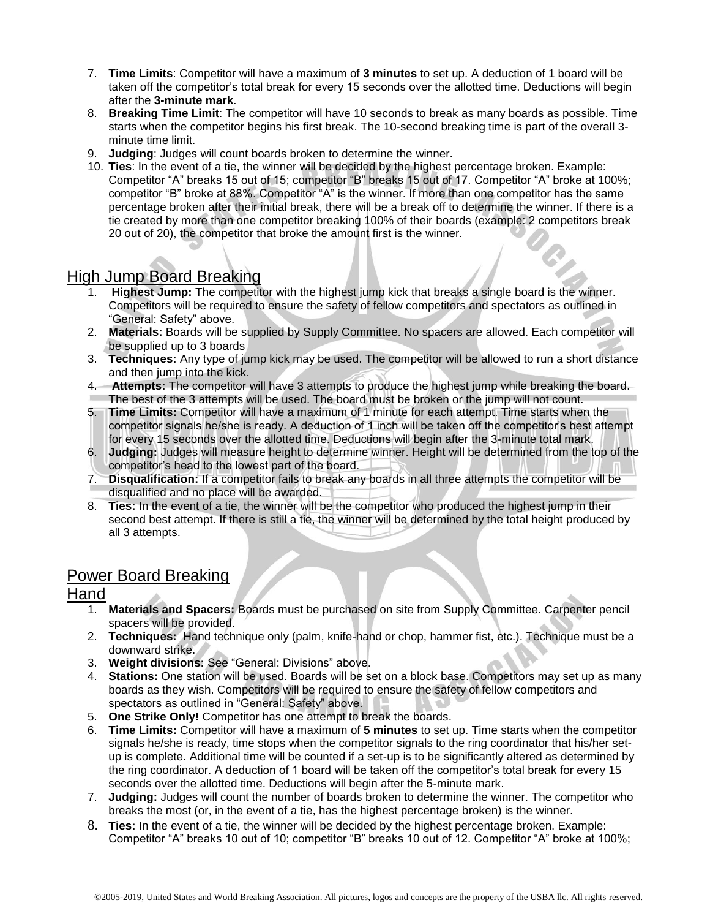7. **Time Limits**: Competitor will have a maximum of **3 minutes** to set up. A deduction of 1 board will be taken off the competitor's total break for every 15 seconds over the allotted time. Deductions will begin after the **3-minute mark**.
8. **Breaking Time Limit**: The competitor will have 10 seconds to break as many boards as possible. Time starts when the competitor begins his first break. The 10-second breaking time is part of the overall 3-minute time limit.
9. **Judging**: Judges will count boards broken to determine the winner.
10. **Ties**: In the event of a tie, the winner will be decided by the highest percentage broken. Example: Competitor "A" breaks 15 out of 15; competitor "B" breaks 15 out of 17. Competitor "A" broke at 100%; competitor "B" broke at 88%. Competitor "A" is the winner. If more than one competitor has the same percentage broken after their initial break, there will be a break off to determine the winner. If there is a tie created by more than one competitor breaking 100% of their boards (example: 2 competitors break 20 out of 20), the competitor that broke the amount first is the winner.

## High Jump Board Breaking

1. **Highest Jump:** The competitor with the highest jump kick that breaks a single board is the winner. Competitors will be required to ensure the safety of fellow competitors and spectators as outlined in "General: Safety" above.
2. **Materials:** Boards will be supplied by Supply Committee. No spacers are allowed. Each competitor will be supplied up to 3 boards
3. **Techniques:** Any type of jump kick may be used. The competitor will be allowed to run a short distance and then jump into the kick.
4. **Attempts:** The competitor will have 3 attempts to produce the highest jump while breaking the board. The best of the 3 attempts will be used. The board must be broken or the jump will not count.
5. **Time Limits:** Competitor will have a maximum of 1 minute for each attempt. Time starts when the competitor signals he/she is ready. A deduction of 1 inch will be taken off the competitor's best attempt for every 15 seconds over the allotted time. Deductions will begin after the 3-minute total mark.
6. **Judging:** Judges will measure height to determine winner. Height will be determined from the top of the competitor's head to the lowest part of the board.
7. **Disqualification:** If a competitor fails to break any boards in all three attempts the competitor will be disqualified and no place will be awarded.
8. **Ties:** In the event of a tie, the winner will be the competitor who produced the highest jump in their second best attempt. If there is still a tie, the winner will be determined by the total height produced by all 3 attempts.

## Power Board Breaking

### Hand

1. **Materials and Spacers:** Boards must be purchased on site from Supply Committee. Carpenter pencil spacers will be provided.
2. **Techniques:** Hand technique only (palm, knife-hand or chop, hammer fist, etc.). Technique must be a downward strike.
3. **Weight divisions:** See "General: Divisions" above.
4. **Stations:** One station will be used. Boards will be set on a block base. Competitors may set up as many boards as they wish. Competitors will be required to ensure the safety of fellow competitors and spectators as outlined in "General: Safety" above.
5. **One Strike Only!** Competitor has one attempt to break the boards.
6. **Time Limits:** Competitor will have a maximum of **5 minutes** to set up. Time starts when the competitor signals he/she is ready, time stops when the competitor signals to the ring coordinator that his/her set-up is complete. Additional time will be counted if a set-up is to be significantly altered as determined by the ring coordinator. A deduction of 1 board will be taken off the competitor's total break for every 15 seconds over the allotted time. Deductions will begin after the 5-minute mark.
7. **Judging:** Judges will count the number of boards broken to determine the winner. The competitor who breaks the most (or, in the event of a tie, has the highest percentage broken) is the winner.
8. **Ties:** In the event of a tie, the winner will be decided by the highest percentage broken. Example: Competitor "A" breaks 10 out of 10; competitor "B" breaks 10 out of 12. Competitor "A" broke at 100%;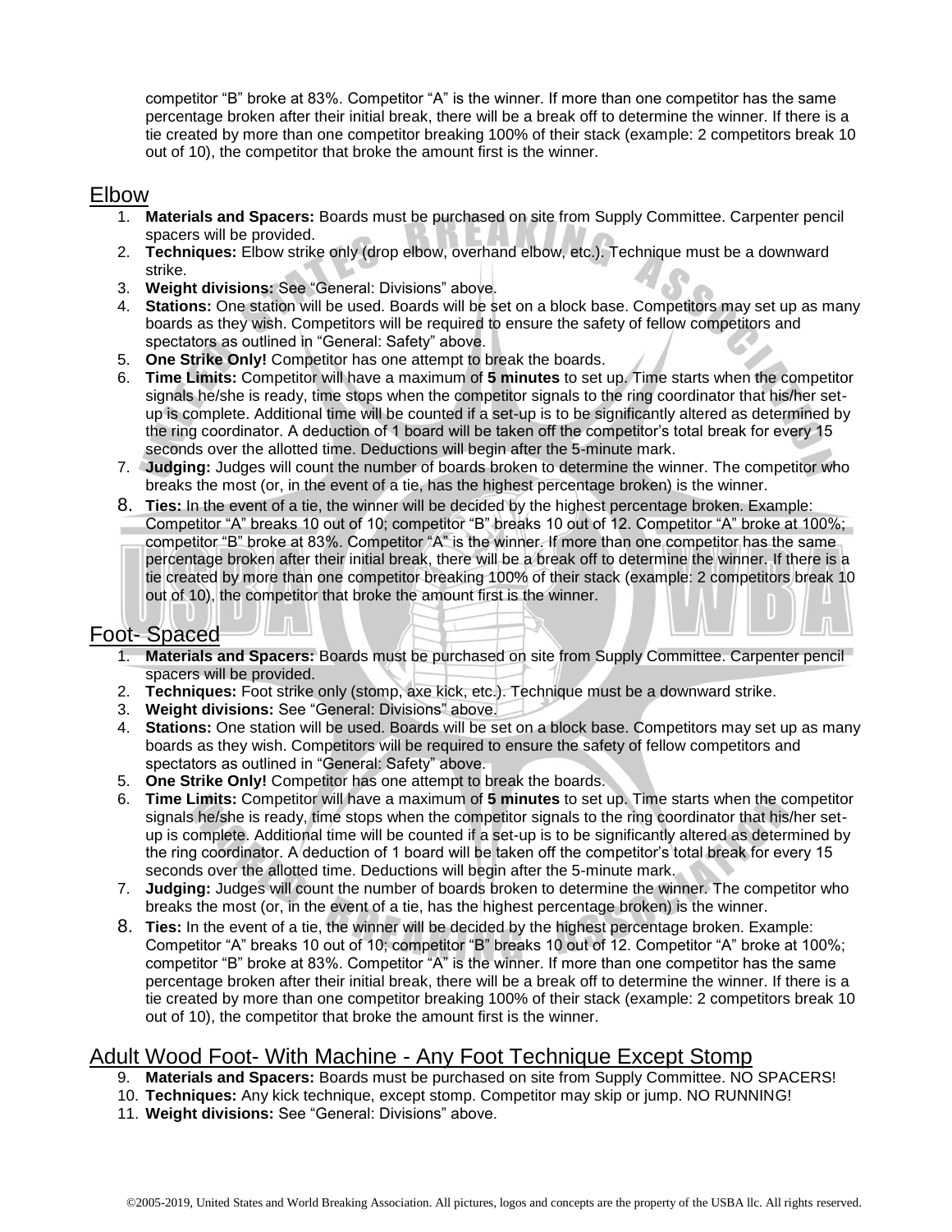competitor "B" broke at 83%. Competitor "A" is the winner. If more than one competitor has the same percentage broken after their initial break, there will be a break off to determine the winner. If there is a tie created by more than one competitor breaking 100% of their stack (example: 2 competitors break 10 out of 10), the competitor that broke the amount first is the winner.

## Elbow

1. **Materials and Spacers:** Boards must be purchased on site from Supply Committee. Carpenter pencil spacers will be provided.
2. **Techniques:** Elbow strike only (drop elbow, overhand elbow, etc.). Technique must be a downward strike.
3. **Weight divisions:** See "General: Divisions" above.
4. **Stations:** One station will be used. Boards will be set on a block base. Competitors may set up as many boards as they wish. Competitors will be required to ensure the safety of fellow competitors and spectators as outlined in "General: Safety" above.
5. **One Strike Only!** Competitor has one attempt to break the boards.
6. **Time Limits:** Competitor will have a maximum of **5 minutes** to set up. Time starts when the competitor signals he/she is ready, time stops when the competitor signals to the ring coordinator that his/her set-up is complete. Additional time will be counted if a set-up is to be significantly altered as determined by the ring coordinator. A deduction of 1 board will be taken off the competitor's total break for every 15 seconds over the allotted time. Deductions will begin after the 5-minute mark.
7. **Judging:** Judges will count the number of boards broken to determine the winner. The competitor who breaks the most (or, in the event of a tie, has the highest percentage broken) is the winner.
8. **Ties:** In the event of a tie, the winner will be decided by the highest percentage broken. Example: Competitor "A" breaks 10 out of 10; competitor "B" breaks 10 out of 12. Competitor "A" broke at 100%; competitor "B" broke at 83%. Competitor "A" is the winner. If more than one competitor has the same percentage broken after their initial break, there will be a break off to determine the winner. If there is a tie created by more than one competitor breaking 100% of their stack (example: 2 competitors break 10 out of 10), the competitor that broke the amount first is the winner.

## Foot- Spaced

1. **Materials and Spacers:** Boards must be purchased on site from Supply Committee. Carpenter pencil spacers will be provided.
2. **Techniques:** Foot strike only (stomp, axe kick, etc.). Technique must be a downward strike.
3. **Weight divisions:** See "General: Divisions" above.
4. **Stations:** One station will be used. Boards will be set on a block base. Competitors may set up as many boards as they wish. Competitors will be required to ensure the safety of fellow competitors and spectators as outlined in "General: Safety" above.
5. **One Strike Only!** Competitor has one attempt to break the boards.
6. **Time Limits:** Competitor will have a maximum of **5 minutes** to set up. Time starts when the competitor signals he/she is ready, time stops when the competitor signals to the ring coordinator that his/her set-up is complete. Additional time will be counted if a set-up is to be significantly altered as determined by the ring coordinator. A deduction of 1 board will be taken off the competitor's total break for every 15 seconds over the allotted time. Deductions will begin after the 5-minute mark.
7. **Judging:** Judges will count the number of boards broken to determine the winner. The competitor who breaks the most (or, in the event of a tie, has the highest percentage broken) is the winner.
8. **Ties:** In the event of a tie, the winner will be decided by the highest percentage broken. Example: Competitor "A" breaks 10 out of 10; competitor "B" breaks 10 out of 12. Competitor "A" broke at 100%; competitor "B" broke at 83%. Competitor "A" is the winner. If more than one competitor has the same percentage broken after their initial break, there will be a break off to determine the winner. If there is a tie created by more than one competitor breaking 100% of their stack (example: 2 competitors break 10 out of 10), the competitor that broke the amount first is the winner.

## Adult Wood Foot- With Machine - Any Foot Technique Except Stomp

9. **Materials and Spacers:** Boards must be purchased on site from Supply Committee. NO SPACERS!
10. **Techniques:** Any kick technique, except stomp. Competitor may skip or jump. NO RUNNING!
11. **Weight divisions:** See "General: Divisions" above.

©2005-2019, United States and World Breaking Association. All pictures, logos and concepts are the property of the USBA llc. All rights reserved.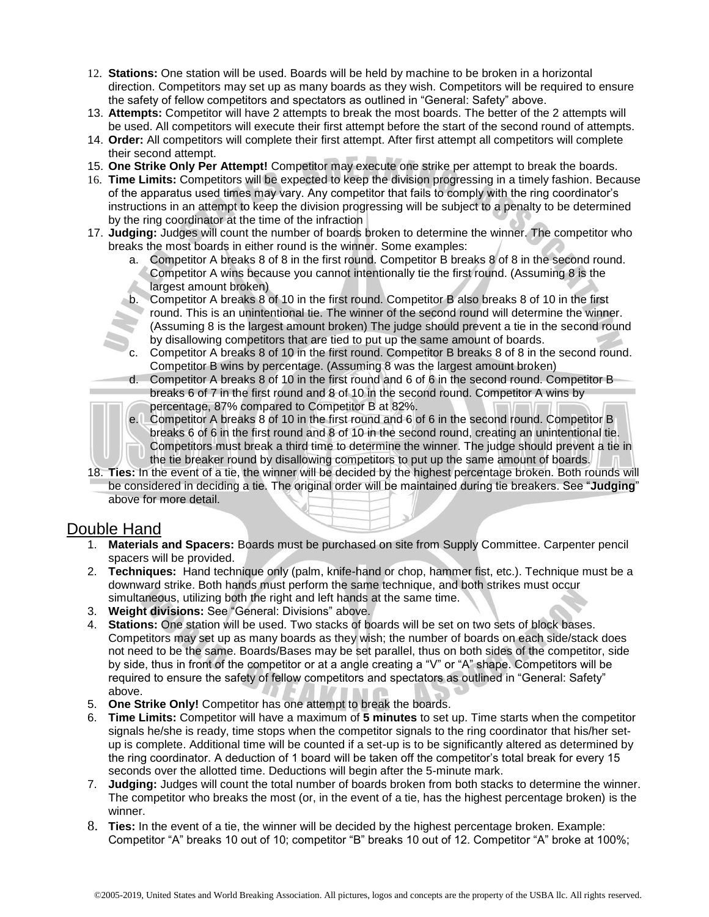12. **Stations:** One station will be used. Boards will be held by machine to be broken in a horizontal direction. Competitors may set up as many boards as they wish. Competitors will be required to ensure the safety of fellow competitors and spectators as outlined in "General: Safety" above.
13. **Attempts:** Competitor will have 2 attempts to break the most boards. The better of the 2 attempts will be used. All competitors will execute their first attempt before the start of the second round of attempts.
14. **Order:** All competitors will complete their first attempt. After first attempt all competitors will complete their second attempt.
15. **One Strike Only Per Attempt!** Competitor may execute one strike per attempt to break the boards.
16. **Time Limits:** Competitors will be expected to keep the division progressing in a timely fashion. Because of the apparatus used times may vary. Any competitor that fails to comply with the ring coordinator's instructions in an attempt to keep the division progressing will be subject to a penalty to be determined by the ring coordinator at the time of the infraction
17. **Judging:** Judges will count the number of boards broken to determine the winner. The competitor who breaks the most boards in either round is the winner. Some examples:
    a. Competitor A breaks 8 of 8 in the first round. Competitor B breaks 8 of 8 in the second round. Competitor A wins because you cannot intentionally tie the first round. (Assuming 8 is the largest amount broken)
    b. Competitor A breaks 8 of 10 in the first round. Competitor B also breaks 8 of 10 in the first round. This is an unintentional tie. The winner of the second round will determine the winner. (Assuming 8 is the largest amount broken) The judge should prevent a tie in the second round by disallowing competitors that are tied to put up the same amount of boards.
    c. Competitor A breaks 8 of 10 in the first round. Competitor B breaks 8 of 8 in the second round. Competitor B wins by percentage. (Assuming 8 was the largest amount broken)
    d. Competitor A breaks 8 of 10 in the first round and 6 of 6 in the second round. Competitor B breaks 6 of 7 in the first round and 8 of 10 in the second round. Competitor A wins by percentage, 87% compared to Competitor B at 82%.
    e. Competitor A breaks 8 of 10 in the first round and 6 of 6 in the second round. Competitor B breaks 6 of 6 in the first round and 8 of 10 in the second round, creating an unintentional tie. Competitors must break a third time to determine the winner. The judge should prevent a tie in the tie breaker round by disallowing competitors to put up the same amount of boards.
18. **Ties:** In the event of a tie, the winner will be decided by the highest percentage broken. Both rounds will be considered in deciding a tie. The original order will be maintained during tie breakers. See "**Judging**" above for more detail.

## Double Hand

1. **Materials and Spacers:** Boards must be purchased on site from Supply Committee. Carpenter pencil spacers will be provided.
2. **Techniques:** Hand technique only (palm, knife-hand or chop, hammer fist, etc.). Technique must be a downward strike. Both hands must perform the same technique, and both strikes must occur simultaneous, utilizing both the right and left hands at the same time.
3. **Weight divisions:** See "General: Divisions" above.
4. **Stations:** One station will be used. Two stacks of boards will be set on two sets of block bases. Competitors may set up as many boards as they wish; the number of boards on each side/stack does not need to be the same. Boards/Bases may be set parallel, thus on both sides of the competitor, side by side, thus in front of the competitor or at a angle creating a "V" or "A" shape. Competitors will be required to ensure the safety of fellow competitors and spectators as outlined in "General: Safety" above.
5. **One Strike Only!** Competitor has one attempt to break the boards.
6. **Time Limits:** Competitor will have a maximum of **5 minutes** to set up. Time starts when the competitor signals he/she is ready, time stops when the competitor signals to the ring coordinator that his/her set-up is complete. Additional time will be counted if a set-up is to be significantly altered as determined by the ring coordinator. A deduction of 1 board will be taken off the competitor's total break for every 15 seconds over the allotted time. Deductions will begin after the 5-minute mark.
7. **Judging:** Judges will count the total number of boards broken from both stacks to determine the winner. The competitor who breaks the most (or, in the event of a tie, has the highest percentage broken) is the winner.
8. **Ties:** In the event of a tie, the winner will be decided by the highest percentage broken. Example: Competitor "A" breaks 10 out of 10; competitor "B" breaks 10 out of 12. Competitor "A" broke at 100%;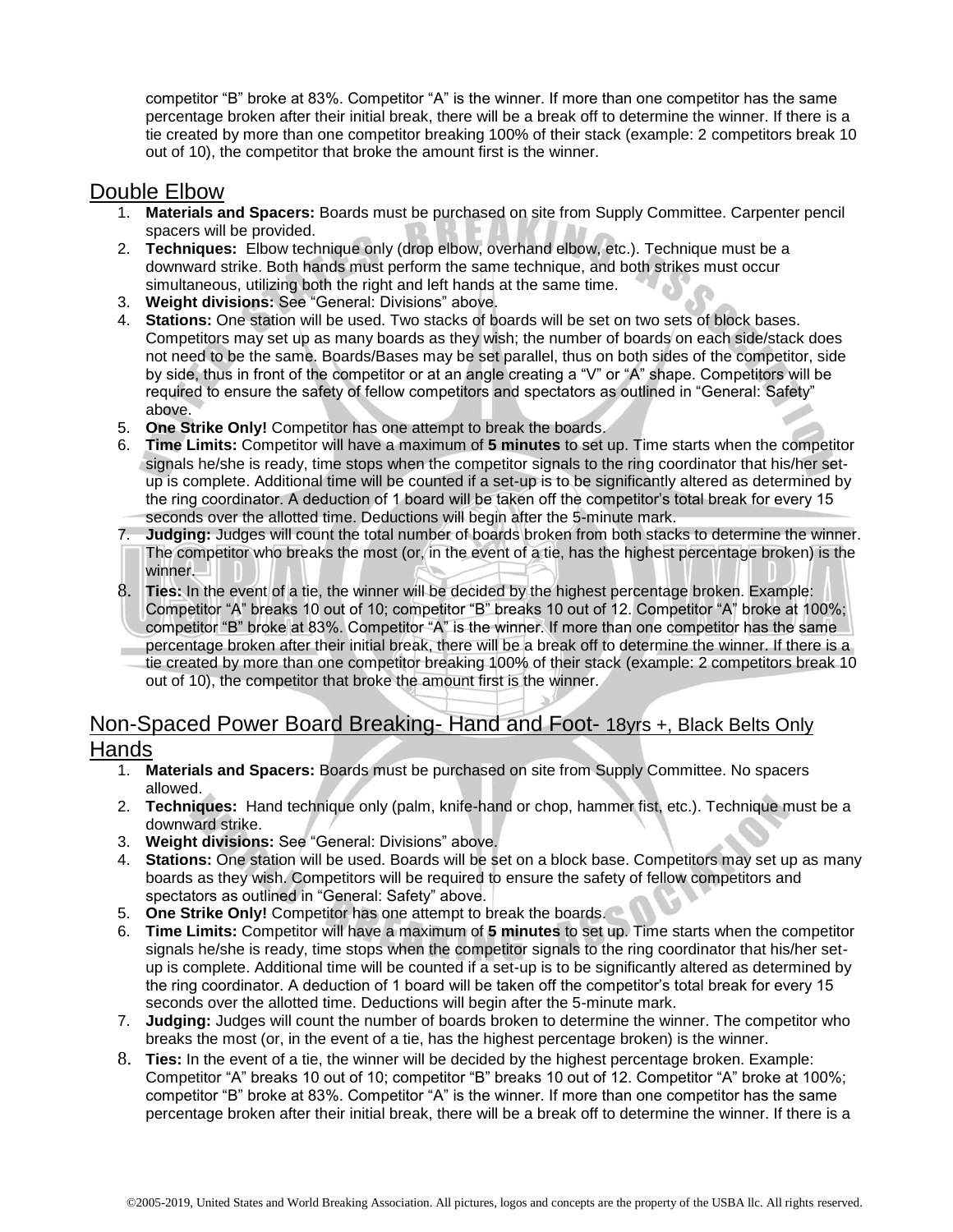competitor "B" broke at 83%. Competitor "A" is the winner. If more than one competitor has the same percentage broken after their initial break, there will be a break off to determine the winner. If there is a tie created by more than one competitor breaking 100% of their stack (example: 2 competitors break 10 out of 10), the competitor that broke the amount first is the winner.

## Double Elbow

1. **Materials and Spacers:** Boards must be purchased on site from Supply Committee. Carpenter pencil spacers will be provided.
2. **Techniques:** Elbow technique only (drop elbow, overhand elbow, etc.). Technique must be a downward strike. Both hands must perform the same technique, and both strikes must occur simultaneous, utilizing both the right and left hands at the same time.
3. **Weight divisions:** See "General: Divisions" above.
4. **Stations:** One station will be used. Two stacks of boards will be set on two sets of block bases. Competitors may set up as many boards as they wish; the number of boards on each side/stack does not need to be the same. Boards/Bases may be set parallel, thus on both sides of the competitor, side by side, thus in front of the competitor or at an angle creating a "V" or "A" shape. Competitors will be required to ensure the safety of fellow competitors and spectators as outlined in "General: Safety" above.
5. **One Strike Only!** Competitor has one attempt to break the boards.
6. **Time Limits:** Competitor will have a maximum of **5 minutes** to set up. Time starts when the competitor signals he/she is ready, time stops when the competitor signals to the ring coordinator that his/her set-up is complete. Additional time will be counted if a set-up is to be significantly altered as determined by the ring coordinator. A deduction of 1 board will be taken off the competitor's total break for every 15 seconds over the allotted time. Deductions will begin after the 5-minute mark.
7. **Judging:** Judges will count the total number of boards broken from both stacks to determine the winner. The competitor who breaks the most (or, in the event of a tie, has the highest percentage broken) is the winner.
8. **Ties:** In the event of a tie, the winner will be decided by the highest percentage broken. Example: Competitor "A" breaks 10 out of 10; competitor "B" breaks 10 out of 12. Competitor "A" broke at 100%; competitor "B" broke at 83%. Competitor "A" is the winner. If more than one competitor has the same percentage broken after their initial break, there will be a break off to determine the winner. If there is a tie created by more than one competitor breaking 100% of their stack (example: 2 competitors break 10 out of 10), the competitor that broke the amount first is the winner.

## Non-Spaced Power Board Breaking- Hand and Foot- 18yrs +, Black Belts Only

### Hands

1. **Materials and Spacers:** Boards must be purchased on site from Supply Committee. No spacers allowed.
2. **Techniques:** Hand technique only (palm, knife-hand or chop, hammer fist, etc.). Technique must be a downward strike.
3. **Weight divisions:** See "General: Divisions" above.
4. **Stations:** One station will be used. Boards will be set on a block base. Competitors may set up as many boards as they wish. Competitors will be required to ensure the safety of fellow competitors and spectators as outlined in "General: Safety" above.
5. **One Strike Only!** Competitor has one attempt to break the boards.
6. **Time Limits:** Competitor will have a maximum of **5 minutes** to set up. Time starts when the competitor signals he/she is ready, time stops when the competitor signals to the ring coordinator that his/her set-up is complete. Additional time will be counted if a set-up is to be significantly altered as determined by the ring coordinator. A deduction of 1 board will be taken off the competitor's total break for every 15 seconds over the allotted time. Deductions will begin after the 5-minute mark.
7. **Judging:** Judges will count the number of boards broken to determine the winner. The competitor who breaks the most (or, in the event of a tie, has the highest percentage broken) is the winner.
8. **Ties:** In the event of a tie, the winner will be decided by the highest percentage broken. Example: Competitor "A" breaks 10 out of 10; competitor "B" breaks 10 out of 12. Competitor "A" broke at 100%; competitor "B" broke at 83%. Competitor "A" is the winner. If more than one competitor has the same percentage broken after their initial break, there will be a break off to determine the winner. If there is a

©2005-2019, United States and World Breaking Association. All pictures, logos and concepts are the property of the USBA llc. All rights reserved.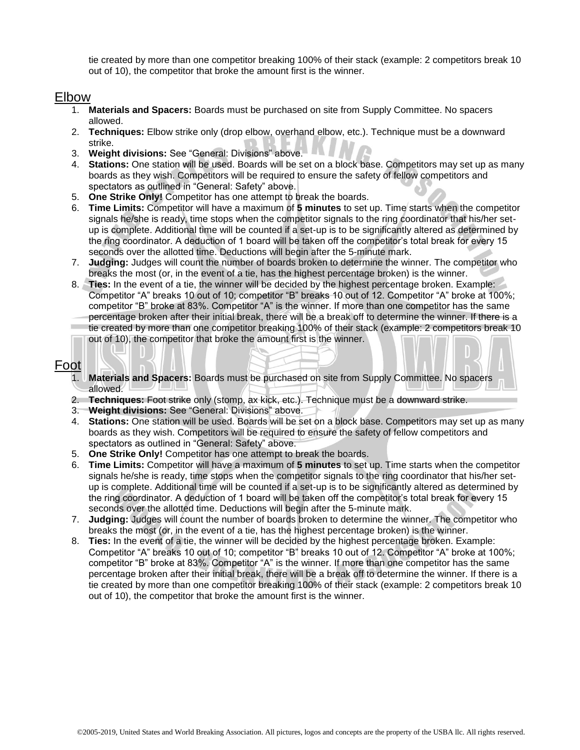tie created by more than one competitor breaking 100% of their stack (example: 2 competitors break 10 out of 10), the competitor that broke the amount first is the winner.

## Elbow

1. **Materials and Spacers:** Boards must be purchased on site from Supply Committee. No spacers allowed.
2. **Techniques:** Elbow strike only (drop elbow, overhand elbow, etc.). Technique must be a downward strike.
3. **Weight divisions:** See "General: Divisions" above.
4. **Stations:** One station will be used. Boards will be set on a block base. Competitors may set up as many boards as they wish. Competitors will be required to ensure the safety of fellow competitors and spectators as outlined in "General: Safety" above.
5. **One Strike Only!** Competitor has one attempt to break the boards.
6. **Time Limits:** Competitor will have a maximum of **5 minutes** to set up. Time starts when the competitor signals he/she is ready, time stops when the competitor signals to the ring coordinator that his/her set-up is complete. Additional time will be counted if a set-up is to be significantly altered as determined by the ring coordinator. A deduction of 1 board will be taken off the competitor's total break for every 15 seconds over the allotted time. Deductions will begin after the 5-minute mark.
7. **Judging:** Judges will count the number of boards broken to determine the winner. The competitor who breaks the most (or, in the event of a tie, has the highest percentage broken) is the winner.
8. **Ties:** In the event of a tie, the winner will be decided by the highest percentage broken. Example: Competitor "A" breaks 10 out of 10; competitor "B" breaks 10 out of 12. Competitor "A" broke at 100%; competitor "B" broke at 83%. Competitor "A" is the winner. If more than one competitor has the same percentage broken after their initial break, there will be a break off to determine the winner. If there is a tie created by more than one competitor breaking 100% of their stack (example: 2 competitors break 10 out of 10), the competitor that broke the amount first is the winner.

## Foot

1. **Materials and Spacers:** Boards must be purchased on site from Supply Committee. No spacers allowed.
2. **Techniques:** Foot strike only (stomp, ax kick, etc.). Technique must be a downward strike.
3. **Weight divisions:** See "General: Divisions" above.
4. **Stations:** One station will be used. Boards will be set on a block base. Competitors may set up as many boards as they wish. Competitors will be required to ensure the safety of fellow competitors and spectators as outlined in "General: Safety" above.
5. **One Strike Only!** Competitor has one attempt to break the boards.
6. **Time Limits:** Competitor will have a maximum of **5 minutes** to set up. Time starts when the competitor signals he/she is ready, time stops when the competitor signals to the ring coordinator that his/her set-up is complete. Additional time will be counted if a set-up is to be significantly altered as determined by the ring coordinator. A deduction of 1 board will be taken off the competitor's total break for every 15 seconds over the allotted time. Deductions will begin after the 5-minute mark.
7. **Judging:** Judges will count the number of boards broken to determine the winner. The competitor who breaks the most (or, in the event of a tie, has the highest percentage broken) is the winner.
8. **Ties:** In the event of a tie, the winner will be decided by the highest percentage broken. Example: Competitor "A" breaks 10 out of 10; competitor "B" breaks 10 out of 12. Competitor "A" broke at 100%; competitor "B" broke at 83%. Competitor "A" is the winner. If more than one competitor has the same percentage broken after their initial break, there will be a break off to determine the winner. If there is a tie created by more than one competitor breaking 100% of their stack (example: 2 competitors break 10 out of 10), the competitor that broke the amount first is the winner.

©2005-2019, United States and World Breaking Association. All pictures, logos and concepts are the property of the USBA llc. All rights reserved.